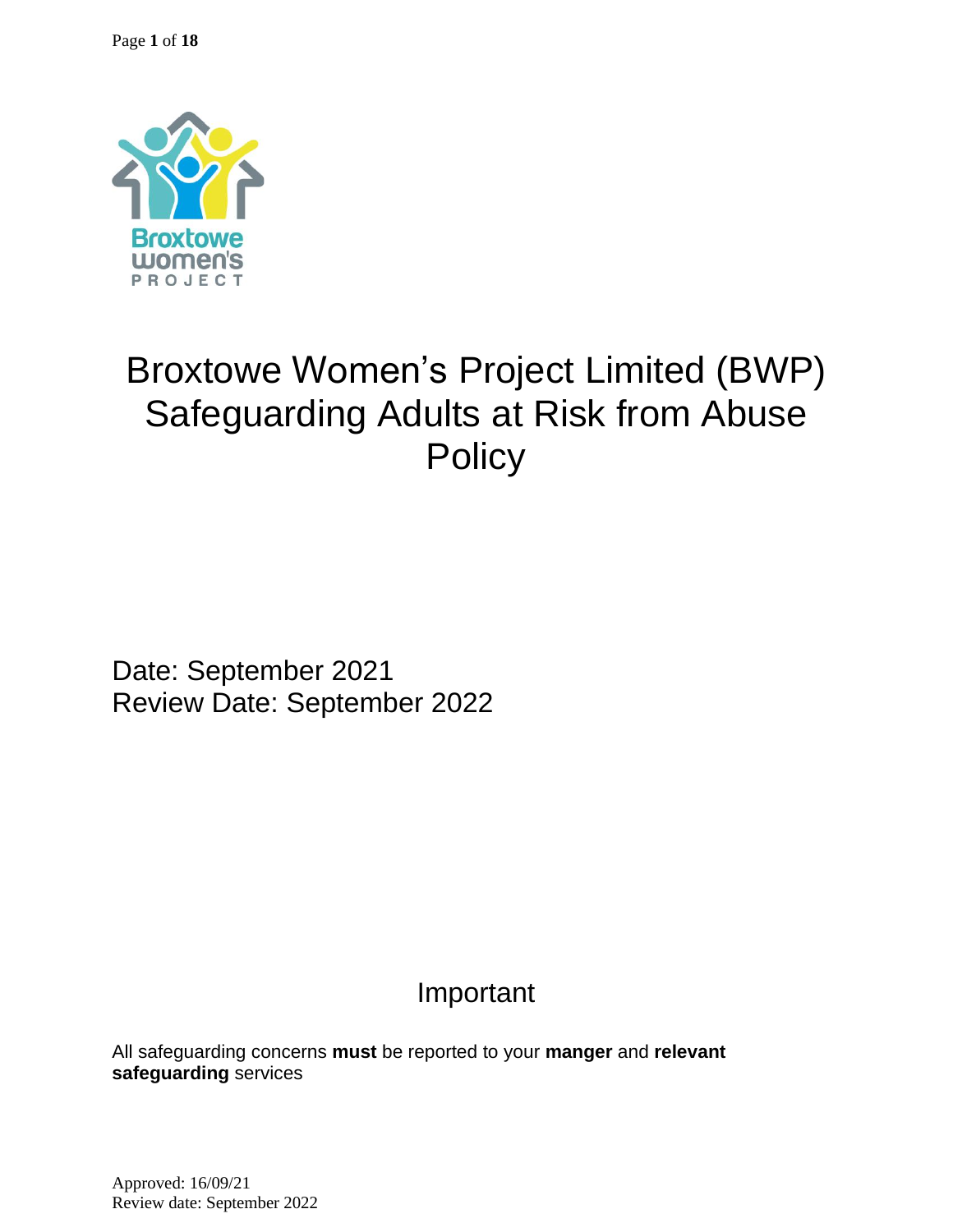# Broxtowe Women's Project Limited (BWP) Safeguarding Adults at Risk from Abuse Policy

Date: September 2021
Review Date: September 2022

## Important

All safeguarding concerns **must** be reported to your **manger** and **relevant safeguarding** services

Approved: 16/09/21
Review date: September 2022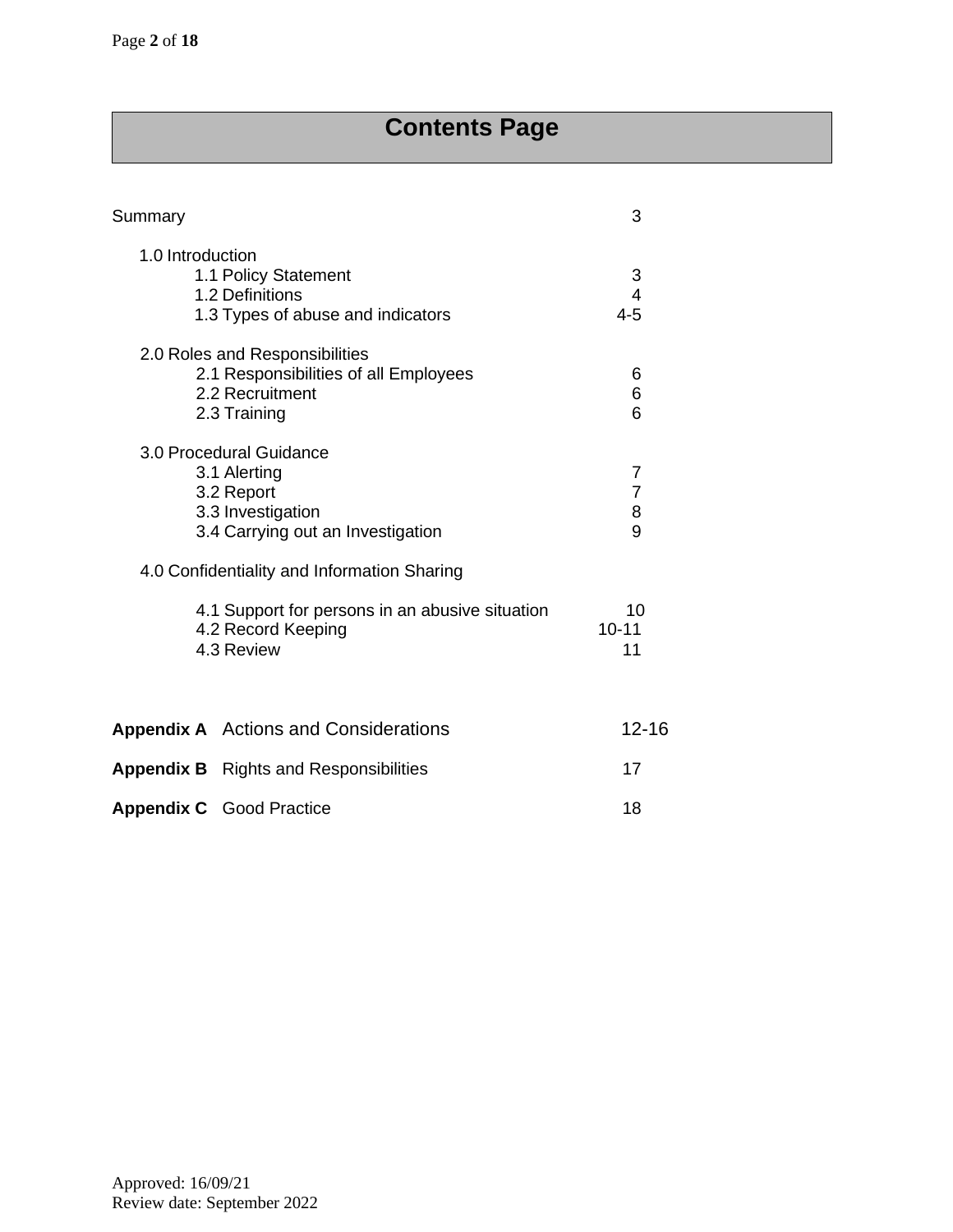# Contents Page

| | |
|---|---|
| Summary | 3 |
| **1.0 Introduction** | |
| 1.1 Policy Statement | 3 |
| 1.2 Definitions | 4 |
| 1.3 Types of abuse and indicators | 4-5 |
| **2.0 Roles and Responsibilities** | |
| 2.1 Responsibilities of all Employees | 6 |
| 2.2 Recruitment | 6 |
| 2.3 Training | 6 |
| **3.0 Procedural Guidance** | |
| 3.1 Alerting | 7 |
| 3.2 Report | 7 |
| 3.3 Investigation | 8 |
| 3.4 Carrying out an Investigation | 9 |
| **4.0 Confidentiality and Information Sharing** | |
| 4.1 Support for persons in an abusive situation | 10 |
| 4.2 Record Keeping | 10-11 |
| 4.3 Review | 11 |
| **Appendix A** Actions and Considerations | 12-16 |
| **Appendix B** Rights and Responsibilities | 17 |
| **Appendix C** Good Practice | 18 |

Approved: 16/09/21
Review date: September 2022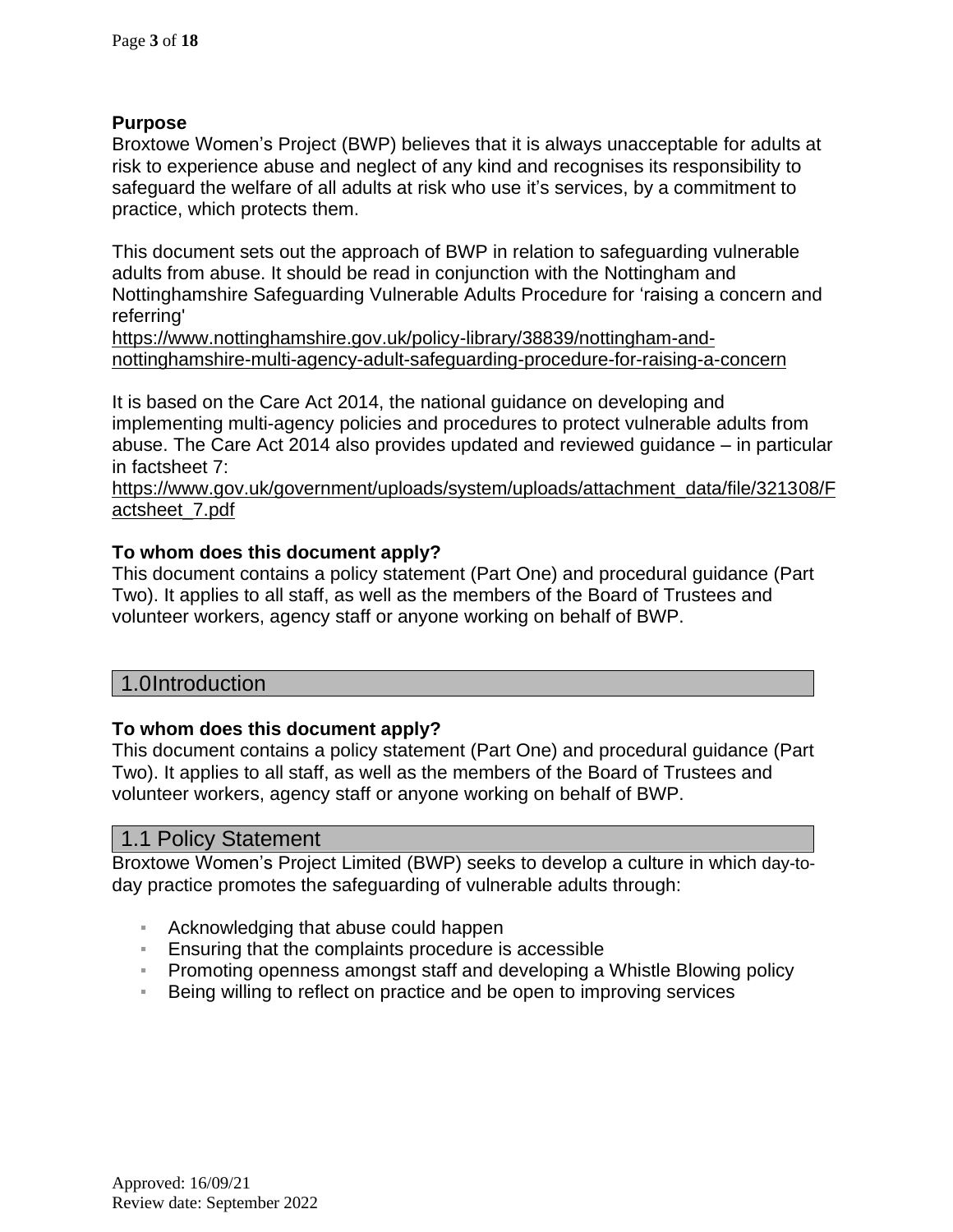**Purpose**

Broxtowe Women's Project (BWP) believes that it is always unacceptable for adults at risk to experience abuse and neglect of any kind and recognises its responsibility to safeguard the welfare of all adults at risk who use it's services, by a commitment to practice, which protects them.

This document sets out the approach of BWP in relation to safeguarding vulnerable adults from abuse. It should be read in conjunction with the Nottingham and Nottinghamshire Safeguarding Vulnerable Adults Procedure for 'raising a concern and referring'

https://www.nottinghamshire.gov.uk/policy-library/38839/nottingham-and-nottinghamshire-multi-agency-adult-safeguarding-procedure-for-raising-a-concern

It is based on the Care Act 2014, the national guidance on developing and implementing multi-agency policies and procedures to protect vulnerable adults from abuse. The Care Act 2014 also provides updated and reviewed guidance – in particular in factsheet 7:

https://www.gov.uk/government/uploads/system/uploads/attachment_data/file/321308/Factsheet_7.pdf

**To whom does this document apply?**

This document contains a policy statement (Part One) and procedural guidance (Part Two). It applies to all staff, as well as the members of the Board of Trustees and volunteer workers, agency staff or anyone working on behalf of BWP.

## 1.0 Introduction

**To whom does this document apply?**

This document contains a policy statement (Part One) and procedural guidance (Part Two). It applies to all staff, as well as the members of the Board of Trustees and volunteer workers, agency staff or anyone working on behalf of BWP.

## 1.1 Policy Statement

Broxtowe Women's Project Limited (BWP) seeks to develop a culture in which day-to-day practice promotes the safeguarding of vulnerable adults through:

- Acknowledging that abuse could happen
- Ensuring that the complaints procedure is accessible
- Promoting openness amongst staff and developing a Whistle Blowing policy
- Being willing to reflect on practice and be open to improving services

Approved: 16/09/21
Review date: September 2022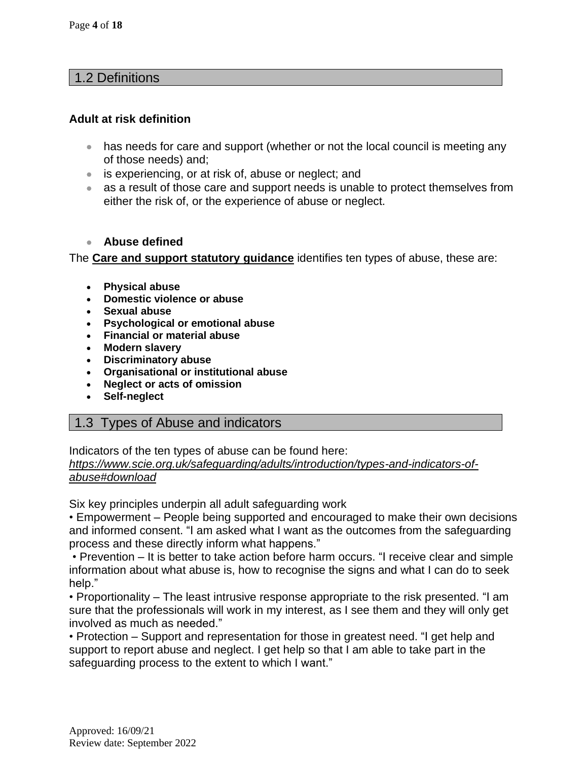## 1.2 Definitions

**Adult at risk definition**

- has needs for care and support (whether or not the local council is meeting any of those needs) and;
- is experiencing, or at risk of, abuse or neglect; and
- as a result of those care and support needs is unable to protect themselves from either the risk of, or the experience of abuse or neglect.

- **Abuse defined**

The **Care and support statutory guidance** identifies ten types of abuse, these are:

- **Physical abuse**
- **Domestic violence or abuse**
- **Sexual abuse**
- **Psychological or emotional abuse**
- **Financial or material abuse**
- **Modern slavery**
- **Discriminatory abuse**
- **Organisational or institutional abuse**
- **Neglect or acts of omission**
- **Self-neglect**

## 1.3 Types of Abuse and indicators

Indicators of the ten types of abuse can be found here:
*https://www.scie.org.uk/safeguarding/adults/introduction/types-and-indicators-of-abuse#download*

Six key principles underpin all adult safeguarding work

• Empowerment – People being supported and encouraged to make their own decisions and informed consent. "I am asked what I want as the outcomes from the safeguarding process and these directly inform what happens."

• Prevention – It is better to take action before harm occurs. "I receive clear and simple information about what abuse is, how to recognise the signs and what I can do to seek help."

• Proportionality – The least intrusive response appropriate to the risk presented. "I am sure that the professionals will work in my interest, as I see them and they will only get involved as much as needed."

• Protection – Support and representation for those in greatest need. "I get help and support to report abuse and neglect. I get help so that I am able to take part in the safeguarding process to the extent to which I want."

Approved: 16/09/21
Review date: September 2022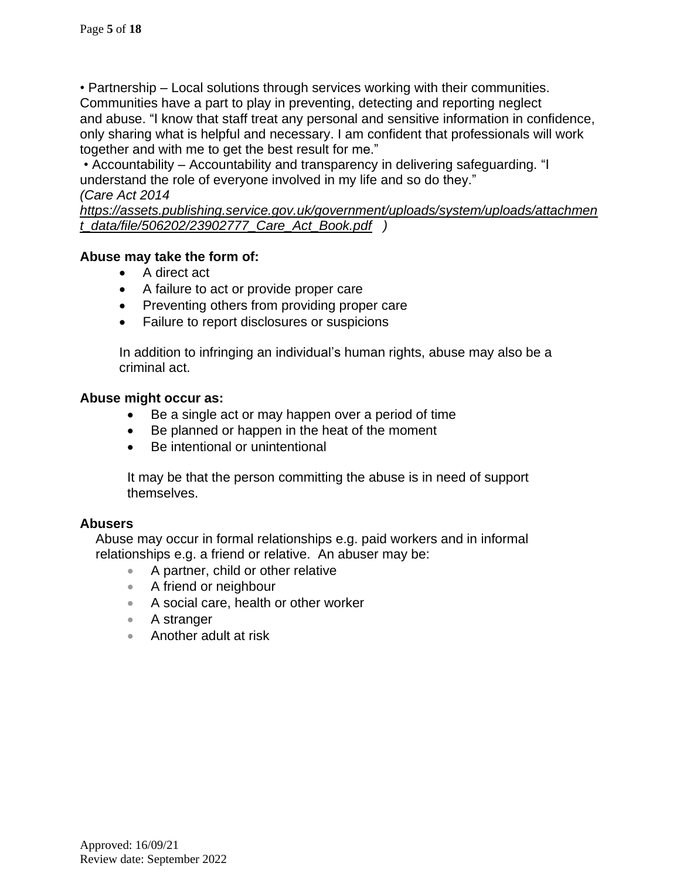• Partnership – Local solutions through services working with their communities. Communities have a part to play in preventing, detecting and reporting neglect and abuse. "I know that staff treat any personal and sensitive information in confidence, only sharing what is helpful and necessary. I am confident that professionals will work together and with me to get the best result for me."

• Accountability – Accountability and transparency in delivering safeguarding. "I understand the role of everyone involved in my life and so do they."

*(Care Act 2014 https://assets.publishing.service.gov.uk/government/uploads/system/uploads/attachment_data/file/506202/23902777_Care_Act_Book.pdf )*

**Abuse may take the form of:**

- A direct act
- A failure to act or provide proper care
- Preventing others from providing proper care
- Failure to report disclosures or suspicions

In addition to infringing an individual's human rights, abuse may also be a criminal act.

**Abuse might occur as:**

- Be a single act or may happen over a period of time
- Be planned or happen in the heat of the moment
- Be intentional or unintentional

It may be that the person committing the abuse is in need of support themselves.

**Abusers**

Abuse may occur in formal relationships e.g. paid workers and in informal relationships e.g. a friend or relative. An abuser may be:

- A partner, child or other relative
- A friend or neighbour
- A social care, health or other worker
- A stranger
- Another adult at risk

Approved: 16/09/21
Review date: September 2022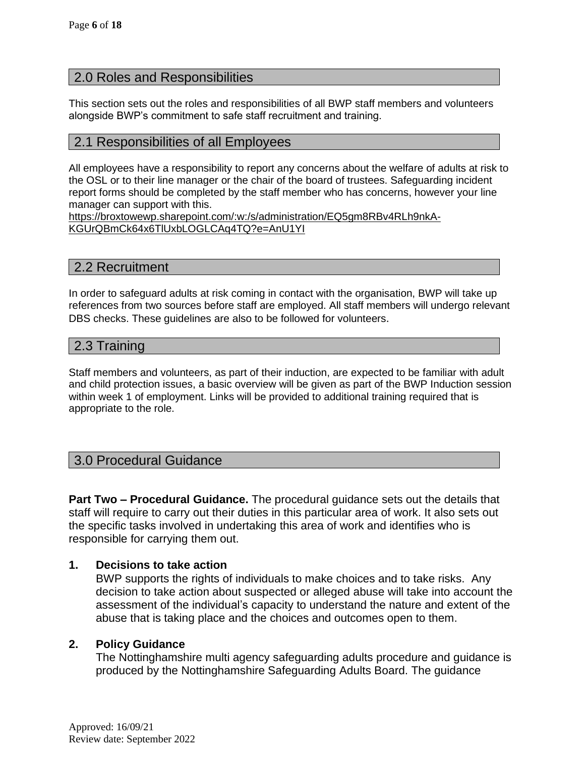## 2.0 Roles and Responsibilities

This section sets out the roles and responsibilities of all BWP staff members and volunteers alongside BWP's commitment to safe staff recruitment and training.

## 2.1 Responsibilities of all Employees

All employees have a responsibility to report any concerns about the welfare of adults at risk to the OSL or to their line manager or the chair of the board of trustees. Safeguarding incident report forms should be completed by the staff member who has concerns, however your line manager can support with this.
https://broxtowewp.sharepoint.com/:w:/s/administration/EQ5gm8RBv4RLh9nkA-KGUrQBmCk64x6TlUxbLOGLCAq4TQ?e=AnU1YI

## 2.2 Recruitment

In order to safeguard adults at risk coming in contact with the organisation, BWP will take up references from two sources before staff are employed. All staff members will undergo relevant DBS checks. These guidelines are also to be followed for volunteers.

## 2.3 Training

Staff members and volunteers, as part of their induction, are expected to be familiar with adult and child protection issues, a basic overview will be given as part of the BWP Induction session within week 1 of employment. Links will be provided to additional training required that is appropriate to the role.

## 3.0 Procedural Guidance

**Part Two – Procedural Guidance.** The procedural guidance sets out the details that staff will require to carry out their duties in this particular area of work. It also sets out the specific tasks involved in undertaking this area of work and identifies who is responsible for carrying them out.

1. **Decisions to take action**
   BWP supports the rights of individuals to make choices and to take risks. Any decision to take action about suspected or alleged abuse will take into account the assessment of the individual's capacity to understand the nature and extent of the abuse that is taking place and the choices and outcomes open to them.

2. **Policy Guidance**
   The Nottinghamshire multi agency safeguarding adults procedure and guidance is produced by the Nottinghamshire Safeguarding Adults Board. The guidance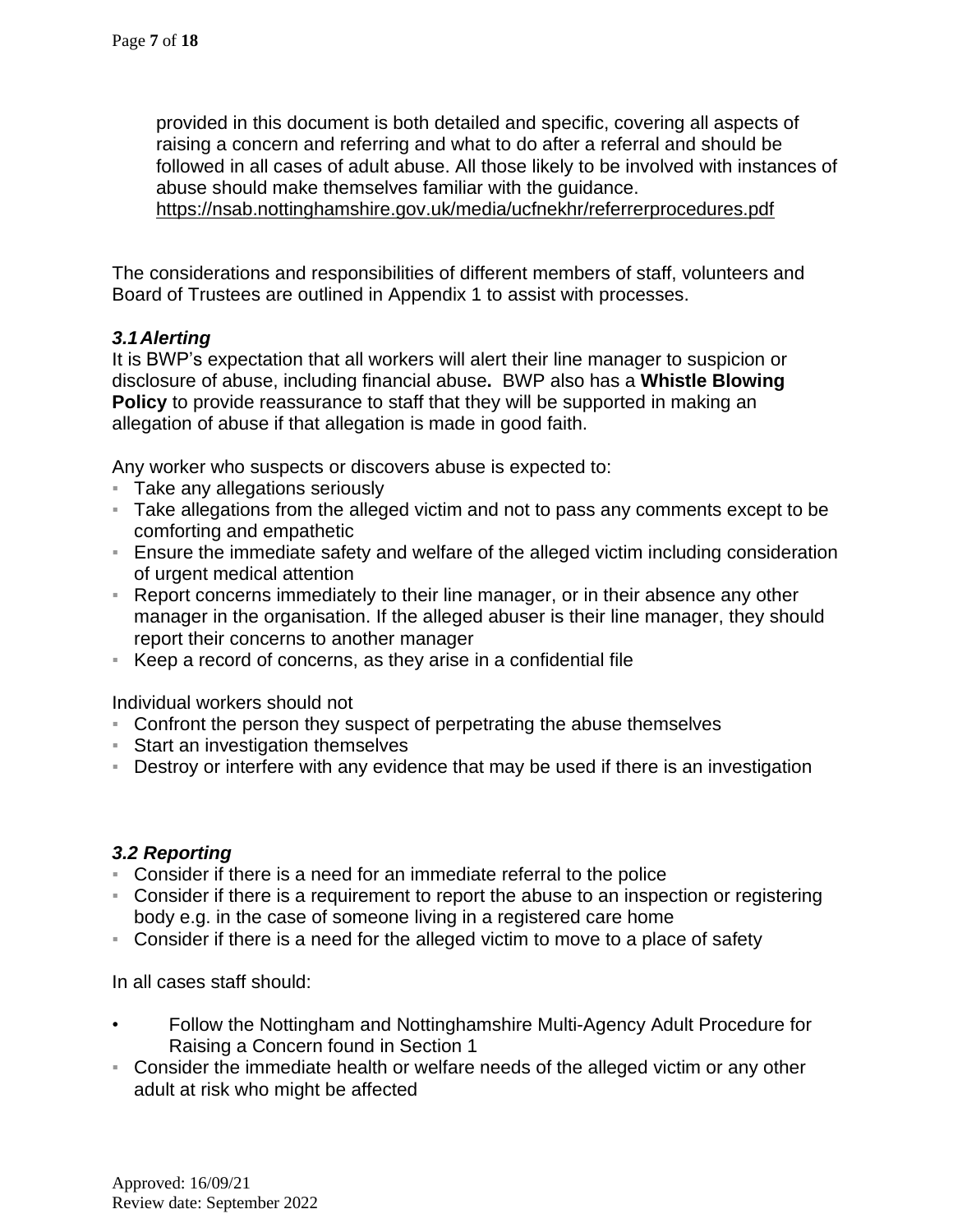provided in this document is both detailed and specific, covering all aspects of raising a concern and referring and what to do after a referral and should be followed in all cases of adult abuse. All those likely to be involved with instances of abuse should make themselves familiar with the guidance.
https://nsab.nottinghamshire.gov.uk/media/ucfnekhr/referrerprocedures.pdf

The considerations and responsibilities of different members of staff, volunteers and Board of Trustees are outlined in Appendix 1 to assist with processes.

### *3.1 Alerting*

It is BWP's expectation that all workers will alert their line manager to suspicion or disclosure of abuse, including financial abuse**.** BWP also has a **Whistle Blowing Policy** to provide reassurance to staff that they will be supported in making an allegation of abuse if that allegation is made in good faith.

Any worker who suspects or discovers abuse is expected to:

- Take any allegations seriously
- Take allegations from the alleged victim and not to pass any comments except to be comforting and empathetic
- Ensure the immediate safety and welfare of the alleged victim including consideration of urgent medical attention
- Report concerns immediately to their line manager, or in their absence any other manager in the organisation. If the alleged abuser is their line manager, they should report their concerns to another manager
- Keep a record of concerns, as they arise in a confidential file

Individual workers should not

- Confront the person they suspect of perpetrating the abuse themselves
- Start an investigation themselves
- Destroy or interfere with any evidence that may be used if there is an investigation

### *3.2 Reporting*

- Consider if there is a need for an immediate referral to the police
- Consider if there is a requirement to report the abuse to an inspection or registering body e.g. in the case of someone living in a registered care home
- Consider if there is a need for the alleged victim to move to a place of safety

In all cases staff should:

- Follow the Nottingham and Nottinghamshire Multi-Agency Adult Procedure for Raising a Concern found in Section 1
- Consider the immediate health or welfare needs of the alleged victim or any other adult at risk who might be affected

Approved: 16/09/21
Review date: September 2022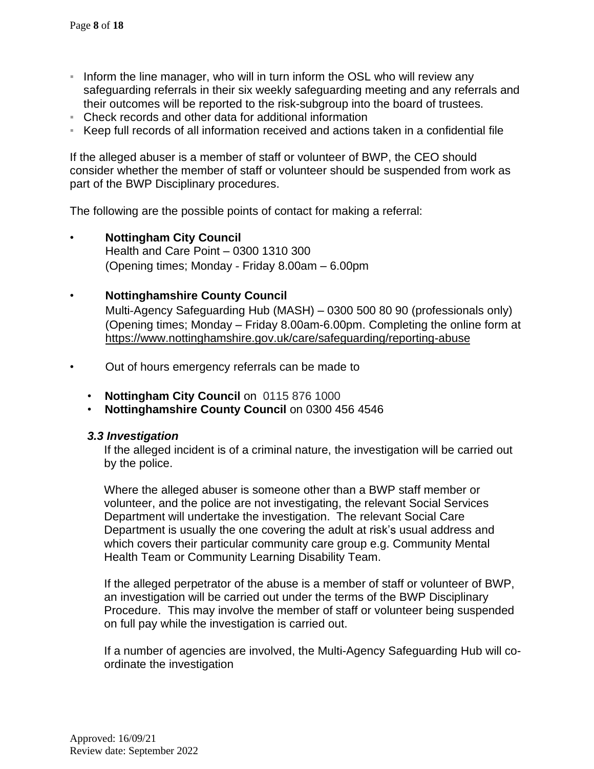- Inform the line manager, who will in turn inform the OSL who will review any safeguarding referrals in their six weekly safeguarding meeting and any referrals and their outcomes will be reported to the risk-subgroup into the board of trustees.
- Check records and other data for additional information
- Keep full records of all information received and actions taken in a confidential file

If the alleged abuser is a member of staff or volunteer of BWP, the CEO should consider whether the member of staff or volunteer should be suspended from work as part of the BWP Disciplinary procedures.

The following are the possible points of contact for making a referral:

- **Nottingham City Council**
  Health and Care Point – 0300 1310 300
  (Opening times; Monday - Friday 8.00am – 6.00pm

- **Nottinghamshire County Council**
  Multi-Agency Safeguarding Hub (MASH) – 0300 500 80 90 (professionals only)
  (Opening times; Monday – Friday 8.00am-6.00pm. Completing the online form at https://www.nottinghamshire.gov.uk/care/safeguarding/reporting-abuse

- Out of hours emergency referrals can be made to

  - **Nottingham City Council** on 0115 876 1000
  - **Nottinghamshire County Council** on 0300 456 4546

### *3.3 Investigation*

If the alleged incident is of a criminal nature, the investigation will be carried out by the police.

Where the alleged abuser is someone other than a BWP staff member or volunteer, and the police are not investigating, the relevant Social Services Department will undertake the investigation. The relevant Social Care Department is usually the one covering the adult at risk's usual address and which covers their particular community care group e.g. Community Mental Health Team or Community Learning Disability Team.

If the alleged perpetrator of the abuse is a member of staff or volunteer of BWP, an investigation will be carried out under the terms of the BWP Disciplinary Procedure. This may involve the member of staff or volunteer being suspended on full pay while the investigation is carried out.

If a number of agencies are involved, the Multi-Agency Safeguarding Hub will co-ordinate the investigation

Approved: 16/09/21
Review date: September 2022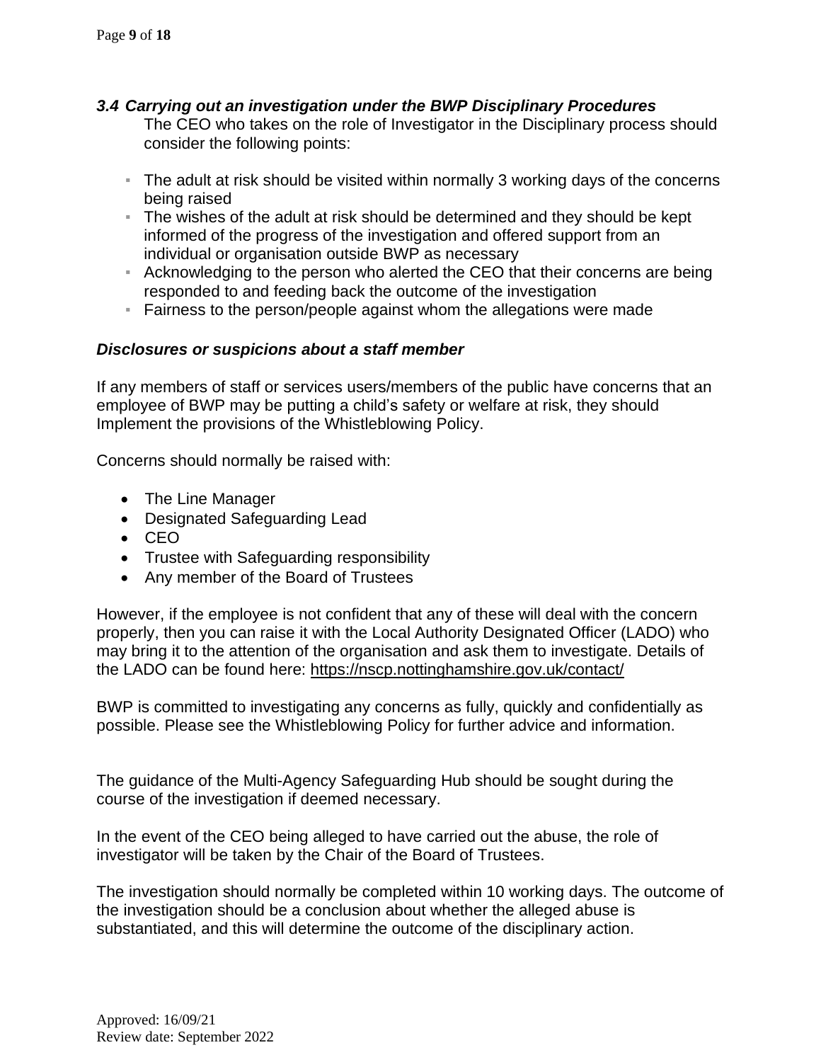### *3.4 Carrying out an investigation under the BWP Disciplinary Procedures*

The CEO who takes on the role of Investigator in the Disciplinary process should consider the following points:

- The adult at risk should be visited within normally 3 working days of the concerns being raised
- The wishes of the adult at risk should be determined and they should be kept informed of the progress of the investigation and offered support from an individual or organisation outside BWP as necessary
- Acknowledging to the person who alerted the CEO that their concerns are being responded to and feeding back the outcome of the investigation
- Fairness to the person/people against whom the allegations were made

### *Disclosures or suspicions about a staff member*

If any members of staff or services users/members of the public have concerns that an employee of BWP may be putting a child's safety or welfare at risk, they should Implement the provisions of the Whistleblowing Policy.

Concerns should normally be raised with:

- The Line Manager
- Designated Safeguarding Lead
- CEO
- Trustee with Safeguarding responsibility
- Any member of the Board of Trustees

However, if the employee is not confident that any of these will deal with the concern properly, then you can raise it with the Local Authority Designated Officer (LADO) who may bring it to the attention of the organisation and ask them to investigate. Details of the LADO can be found here: https://nscp.nottinghamshire.gov.uk/contact/

BWP is committed to investigating any concerns as fully, quickly and confidentially as possible. Please see the Whistleblowing Policy for further advice and information.

The guidance of the Multi-Agency Safeguarding Hub should be sought during the course of the investigation if deemed necessary.

In the event of the CEO being alleged to have carried out the abuse, the role of investigator will be taken by the Chair of the Board of Trustees.

The investigation should normally be completed within 10 working days. The outcome of the investigation should be a conclusion about whether the alleged abuse is substantiated, and this will determine the outcome of the disciplinary action.

Approved: 16/09/21
Review date: September 2022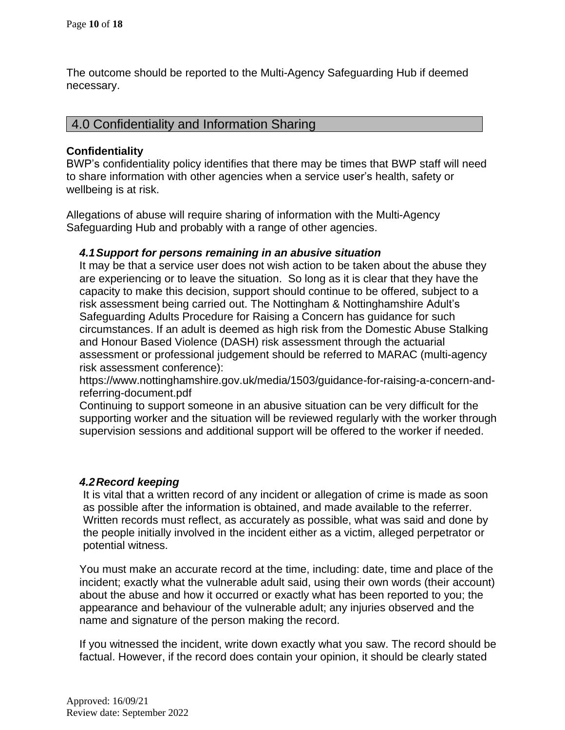The outcome should be reported to the Multi-Agency Safeguarding Hub if deemed necessary.

## 4.0 Confidentiality and Information Sharing

**Confidentiality**
BWP's confidentiality policy identifies that there may be times that BWP staff will need to share information with other agencies when a service user's health, safety or wellbeing is at risk.

Allegations of abuse will require sharing of information with the Multi-Agency Safeguarding Hub and probably with a range of other agencies.

### *4.1 Support for persons remaining in an abusive situation*

It may be that a service user does not wish action to be taken about the abuse they are experiencing or to leave the situation. So long as it is clear that they have the capacity to make this decision, support should continue to be offered, subject to a risk assessment being carried out. The Nottingham & Nottinghamshire Adult's Safeguarding Adults Procedure for Raising a Concern has guidance for such circumstances. If an adult is deemed as high risk from the Domestic Abuse Stalking and Honour Based Violence (DASH) risk assessment through the actuarial assessment or professional judgement should be referred to MARAC (multi-agency risk assessment conference):
https://www.nottinghamshire.gov.uk/media/1503/guidance-for-raising-a-concern-and-referring-document.pdf
Continuing to support someone in an abusive situation can be very difficult for the supporting worker and the situation will be reviewed regularly with the worker through supervision sessions and additional support will be offered to the worker if needed.

### *4.2 Record keeping*

It is vital that a written record of any incident or allegation of crime is made as soon as possible after the information is obtained, and made available to the referrer. Written records must reflect, as accurately as possible, what was said and done by the people initially involved in the incident either as a victim, alleged perpetrator or potential witness.

You must make an accurate record at the time, including: date, time and place of the incident; exactly what the vulnerable adult said, using their own words (their account) about the abuse and how it occurred or exactly what has been reported to you; the appearance and behaviour of the vulnerable adult; any injuries observed and the name and signature of the person making the record.

If you witnessed the incident, write down exactly what you saw. The record should be factual. However, if the record does contain your opinion, it should be clearly stated

Approved: 16/09/21
Review date: September 2022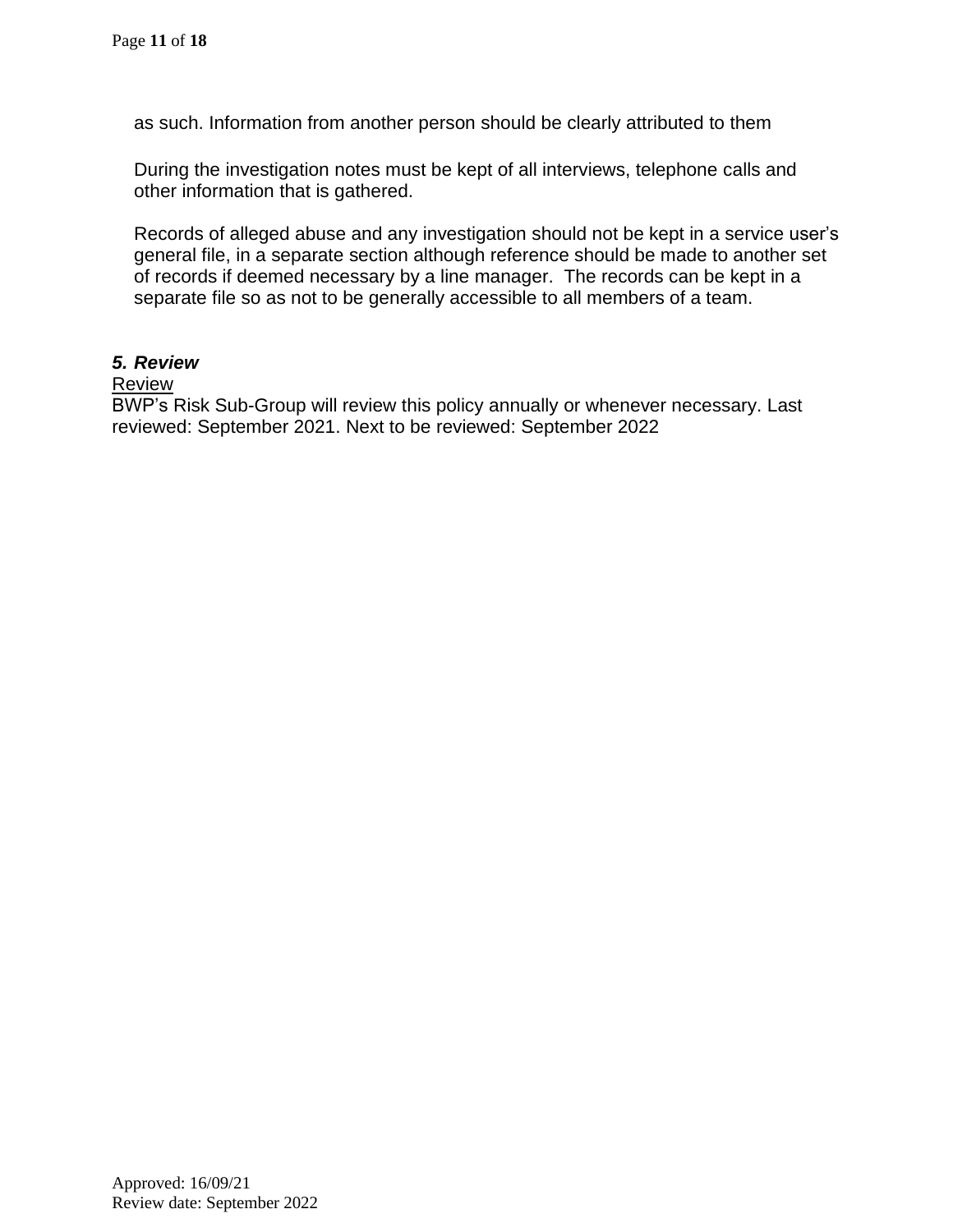as such. Information from another person should be clearly attributed to them

During the investigation notes must be kept of all interviews, telephone calls and other information that is gathered.

Records of alleged abuse and any investigation should not be kept in a service user's general file, in a separate section although reference should be made to another set of records if deemed necessary by a line manager. The records can be kept in a separate file so as not to be generally accessible to all members of a team.

## *5. Review*

<u>Review</u>

BWP's Risk Sub-Group will review this policy annually or whenever necessary. Last reviewed: September 2021. Next to be reviewed: September 2022

Approved: 16/09/21
Review date: September 2022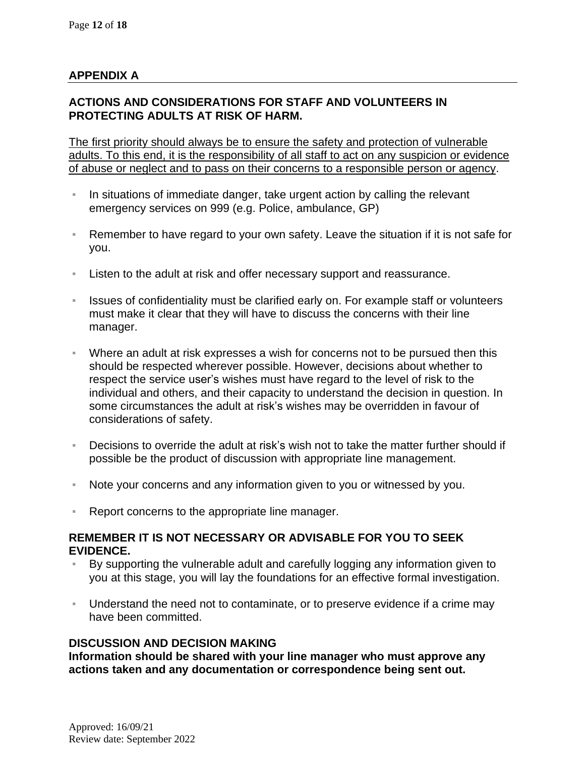## APPENDIX A

### ACTIONS AND CONSIDERATIONS FOR STAFF AND VOLUNTEERS IN PROTECTING ADULTS AT RISK OF HARM.

<u>The first priority should always be to ensure the safety and protection of vulnerable adults. To this end, it is the responsibility of all staff to act on any suspicion or evidence of abuse or neglect and to pass on their concerns to a responsible person or agency</u>.

- In situations of immediate danger, take urgent action by calling the relevant emergency services on 999 (e.g. Police, ambulance, GP)
- Remember to have regard to your own safety. Leave the situation if it is not safe for you.
- Listen to the adult at risk and offer necessary support and reassurance.
- Issues of confidentiality must be clarified early on. For example staff or volunteers must make it clear that they will have to discuss the concerns with their line manager.
- Where an adult at risk expresses a wish for concerns not to be pursued then this should be respected wherever possible. However, decisions about whether to respect the service user's wishes must have regard to the level of risk to the individual and others, and their capacity to understand the decision in question. In some circumstances the adult at risk's wishes may be overridden in favour of considerations of safety.
- Decisions to override the adult at risk's wish not to take the matter further should if possible be the product of discussion with appropriate line management.
- Note your concerns and any information given to you or witnessed by you.
- Report concerns to the appropriate line manager.

**REMEMBER IT IS NOT NECESSARY OR ADVISABLE FOR YOU TO SEEK EVIDENCE.**

- By supporting the vulnerable adult and carefully logging any information given to you at this stage, you will lay the foundations for an effective formal investigation.
- Understand the need not to contaminate, or to preserve evidence if a crime may have been committed.

**DISCUSSION AND DECISION MAKING**

**Information should be shared with your line manager who must approve any actions taken and any documentation or correspondence being sent out.**

Approved: 16/09/21
Review date: September 2022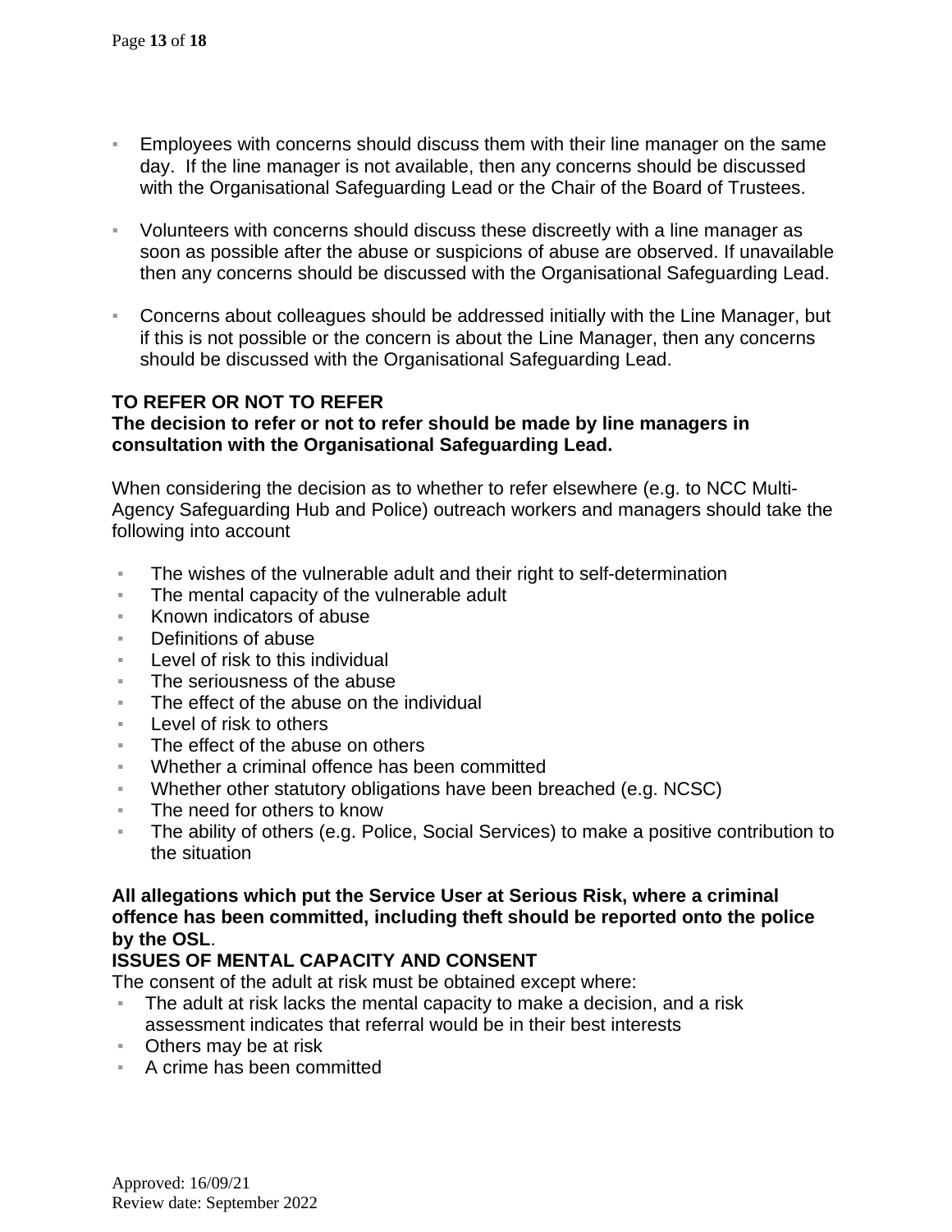- Employees with concerns should discuss them with their line manager on the same day. If the line manager is not available, then any concerns should be discussed with the Organisational Safeguarding Lead or the Chair of the Board of Trustees.

- Volunteers with concerns should discuss these discreetly with a line manager as soon as possible after the abuse or suspicions of abuse are observed. If unavailable then any concerns should be discussed with the Organisational Safeguarding Lead.

- Concerns about colleagues should be addressed initially with the Line Manager, but if this is not possible or the concern is about the Line Manager, then any concerns should be discussed with the Organisational Safeguarding Lead.

**TO REFER OR NOT TO REFER**

**The decision to refer or not to refer should be made by line managers in consultation with the Organisational Safeguarding Lead.**

When considering the decision as to whether to refer elsewhere (e.g. to NCC Multi-Agency Safeguarding Hub and Police) outreach workers and managers should take the following into account

- The wishes of the vulnerable adult and their right to self-determination
- The mental capacity of the vulnerable adult
- Known indicators of abuse
- Definitions of abuse
- Level of risk to this individual
- The seriousness of the abuse
- The effect of the abuse on the individual
- Level of risk to others
- The effect of the abuse on others
- Whether a criminal offence has been committed
- Whether other statutory obligations have been breached (e.g. NCSC)
- The need for others to know
- The ability of others (e.g. Police, Social Services) to make a positive contribution to the situation

**All allegations which put the Service User at Serious Risk, where a criminal offence has been committed, including theft should be reported onto the police by the OSL**.

**ISSUES OF MENTAL CAPACITY AND CONSENT**

The consent of the adult at risk must be obtained except where:

- The adult at risk lacks the mental capacity to make a decision, and a risk assessment indicates that referral would be in their best interests
- Others may be at risk
- A crime has been committed

Approved: 16/09/21
Review date: September 2022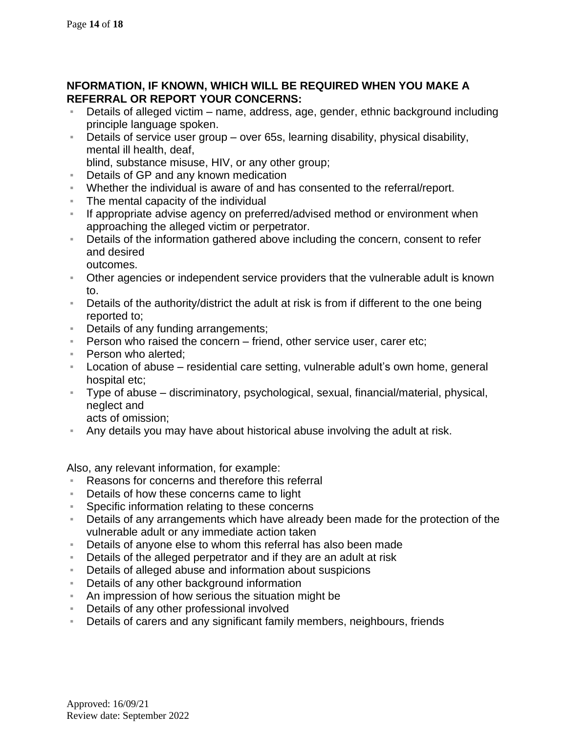**NFORMATION, IF KNOWN, WHICH WILL BE REQUIRED WHEN YOU MAKE A REFERRAL OR REPORT YOUR CONCERNS:**

- Details of alleged victim – name, address, age, gender, ethnic background including principle language spoken.
- Details of service user group – over 65s, learning disability, physical disability, mental ill health, deaf, blind, substance misuse, HIV, or any other group;
- Details of GP and any known medication
- Whether the individual is aware of and has consented to the referral/report.
- The mental capacity of the individual
- If appropriate advise agency on preferred/advised method or environment when approaching the alleged victim or perpetrator.
- Details of the information gathered above including the concern, consent to refer and desired outcomes.
- Other agencies or independent service providers that the vulnerable adult is known to.
- Details of the authority/district the adult at risk is from if different to the one being reported to;
- Details of any funding arrangements;
- Person who raised the concern – friend, other service user, carer etc;
- Person who alerted;
- Location of abuse – residential care setting, vulnerable adult's own home, general hospital etc;
- Type of abuse – discriminatory, psychological, sexual, financial/material, physical, neglect and acts of omission;
- Any details you may have about historical abuse involving the adult at risk.

Also, any relevant information, for example:

- Reasons for concerns and therefore this referral
- Details of how these concerns came to light
- Specific information relating to these concerns
- Details of any arrangements which have already been made for the protection of the vulnerable adult or any immediate action taken
- Details of anyone else to whom this referral has also been made
- Details of the alleged perpetrator and if they are an adult at risk
- Details of alleged abuse and information about suspicions
- Details of any other background information
- An impression of how serious the situation might be
- Details of any other professional involved
- Details of carers and any significant family members, neighbours, friends

Approved: 16/09/21
Review date: September 2022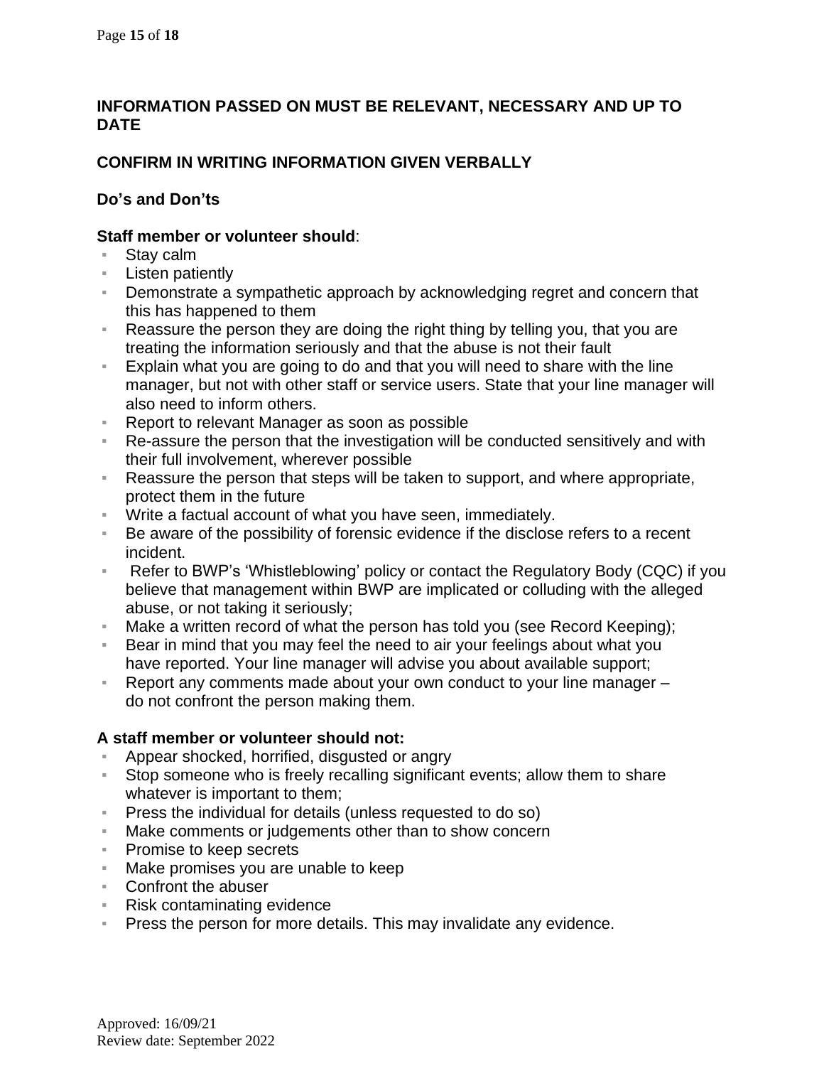**INFORMATION PASSED ON MUST BE RELEVANT, NECESSARY AND UP TO DATE**

**CONFIRM IN WRITING INFORMATION GIVEN VERBALLY**

**Do's and Don'ts**

**Staff member or volunteer should**:

- Stay calm
- Listen patiently
- Demonstrate a sympathetic approach by acknowledging regret and concern that this has happened to them
- Reassure the person they are doing the right thing by telling you, that you are treating the information seriously and that the abuse is not their fault
- Explain what you are going to do and that you will need to share with the line manager, but not with other staff or service users. State that your line manager will also need to inform others.
- Report to relevant Manager as soon as possible
- Re-assure the person that the investigation will be conducted sensitively and with their full involvement, wherever possible
- Reassure the person that steps will be taken to support, and where appropriate, protect them in the future
- Write a factual account of what you have seen, immediately.
- Be aware of the possibility of forensic evidence if the disclose refers to a recent incident.
- Refer to BWP's 'Whistleblowing' policy or contact the Regulatory Body (CQC) if you believe that management within BWP are implicated or colluding with the alleged abuse, or not taking it seriously;
- Make a written record of what the person has told you (see Record Keeping);
- Bear in mind that you may feel the need to air your feelings about what you have reported. Your line manager will advise you about available support;
- Report any comments made about your own conduct to your line manager – do not confront the person making them.

**A staff member or volunteer should not:**

- Appear shocked, horrified, disgusted or angry
- Stop someone who is freely recalling significant events; allow them to share whatever is important to them;
- Press the individual for details (unless requested to do so)
- Make comments or judgements other than to show concern
- Promise to keep secrets
- Make promises you are unable to keep
- Confront the abuser
- Risk contaminating evidence
- Press the person for more details. This may invalidate any evidence.

Approved: 16/09/21
Review date: September 2022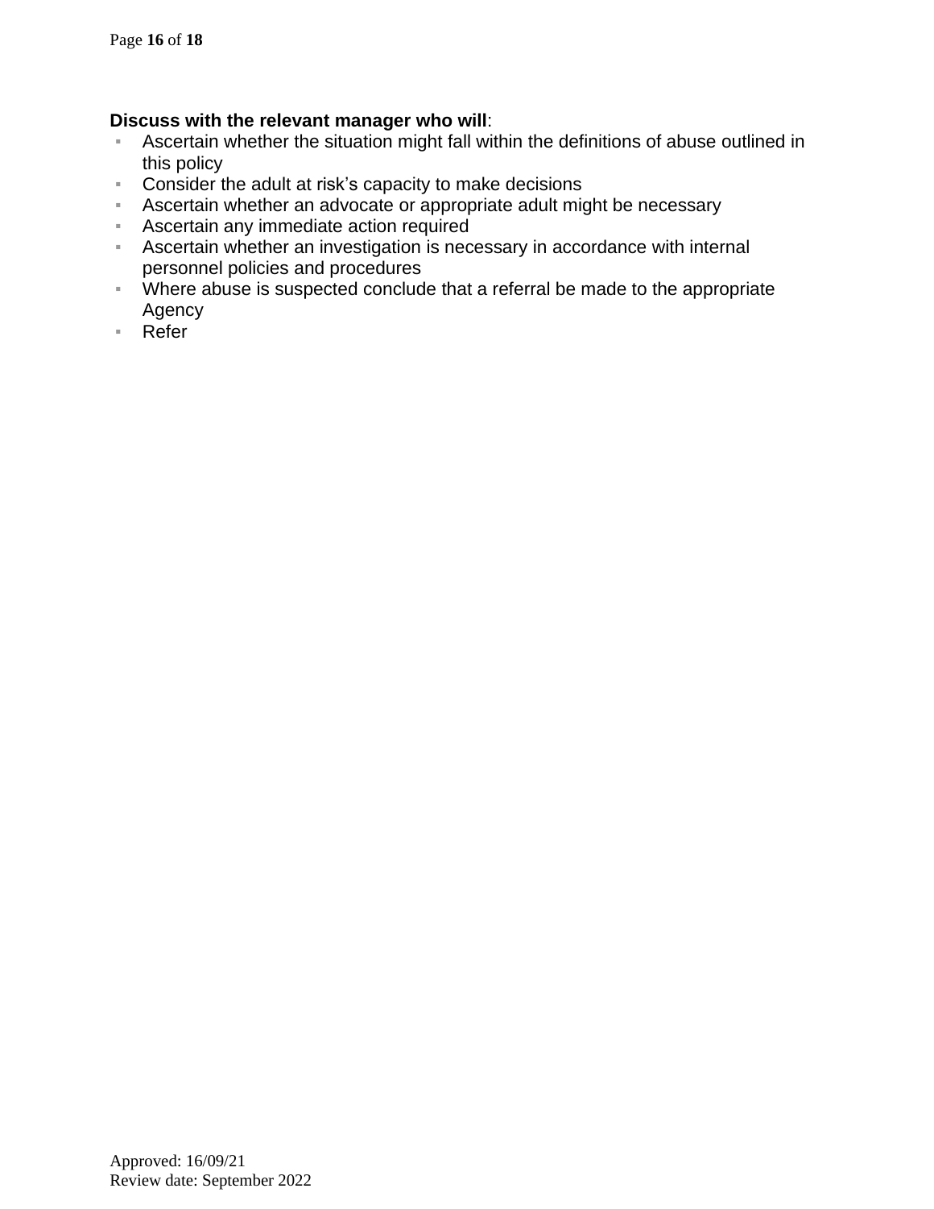**Discuss with the relevant manager who will**:

- Ascertain whether the situation might fall within the definitions of abuse outlined in this policy
- Consider the adult at risk's capacity to make decisions
- Ascertain whether an advocate or appropriate adult might be necessary
- Ascertain any immediate action required
- Ascertain whether an investigation is necessary in accordance with internal personnel policies and procedures
- Where abuse is suspected conclude that a referral be made to the appropriate Agency
- Refer

Approved: 16/09/21
Review date: September 2022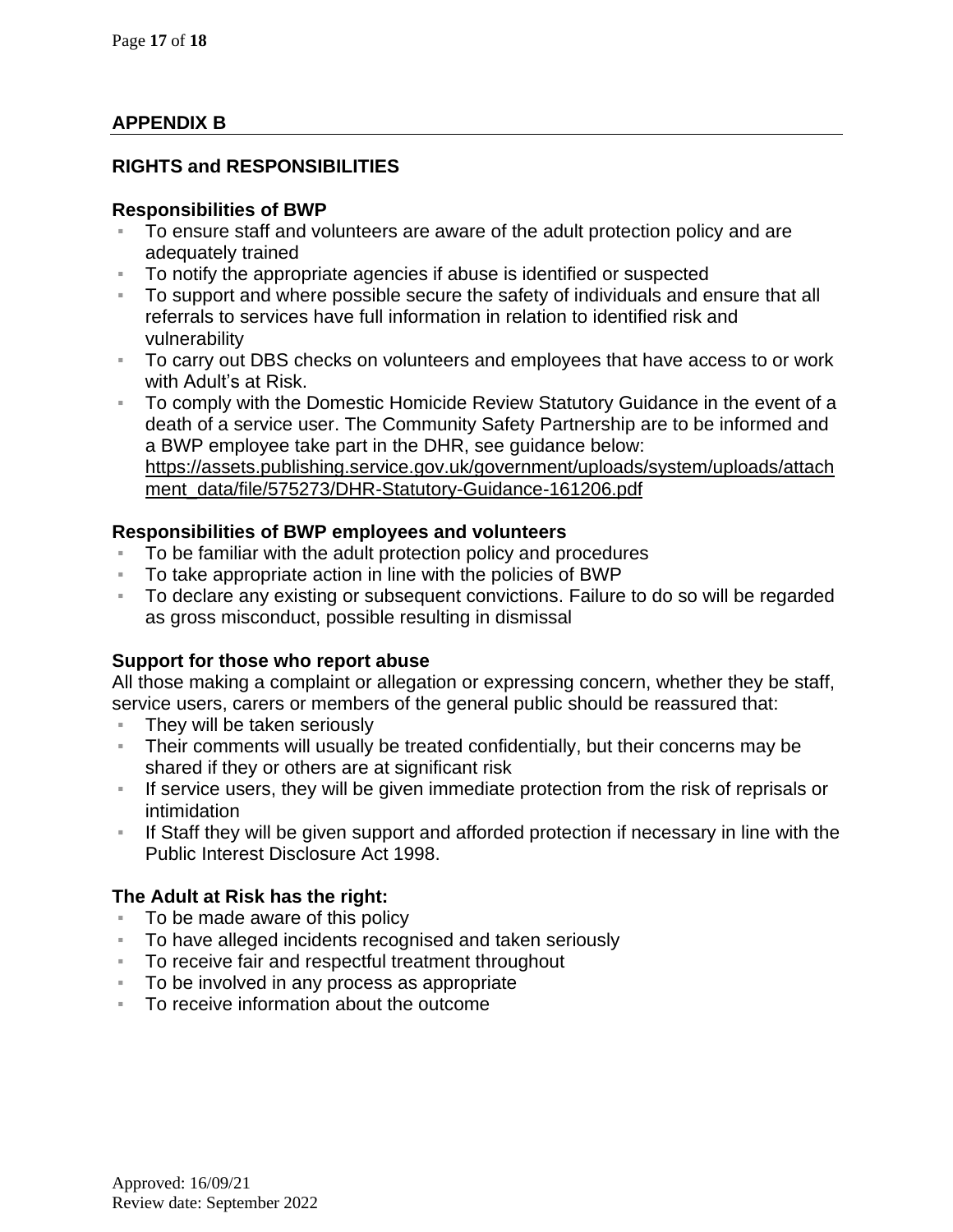## APPENDIX B

### RIGHTS and RESPONSIBILITIES

**Responsibilities of BWP**

- To ensure staff and volunteers are aware of the adult protection policy and are adequately trained
- To notify the appropriate agencies if abuse is identified or suspected
- To support and where possible secure the safety of individuals and ensure that all referrals to services have full information in relation to identified risk and vulnerability
- To carry out DBS checks on volunteers and employees that have access to or work with Adult's at Risk.
- To comply with the Domestic Homicide Review Statutory Guidance in the event of a death of a service user. The Community Safety Partnership are to be informed and a BWP employee take part in the DHR, see guidance below: https://assets.publishing.service.gov.uk/government/uploads/system/uploads/attachment_data/file/575273/DHR-Statutory-Guidance-161206.pdf

**Responsibilities of BWP employees and volunteers**

- To be familiar with the adult protection policy and procedures
- To take appropriate action in line with the policies of BWP
- To declare any existing or subsequent convictions. Failure to do so will be regarded as gross misconduct, possible resulting in dismissal

**Support for those who report abuse**

All those making a complaint or allegation or expressing concern, whether they be staff, service users, carers or members of the general public should be reassured that:

- They will be taken seriously
- Their comments will usually be treated confidentially, but their concerns may be shared if they or others are at significant risk
- If service users, they will be given immediate protection from the risk of reprisals or intimidation
- If Staff they will be given support and afforded protection if necessary in line with the Public Interest Disclosure Act 1998.

**The Adult at Risk has the right:**

- To be made aware of this policy
- To have alleged incidents recognised and taken seriously
- To receive fair and respectful treatment throughout
- To be involved in any process as appropriate
- To receive information about the outcome

Approved: 16/09/21
Review date: September 2022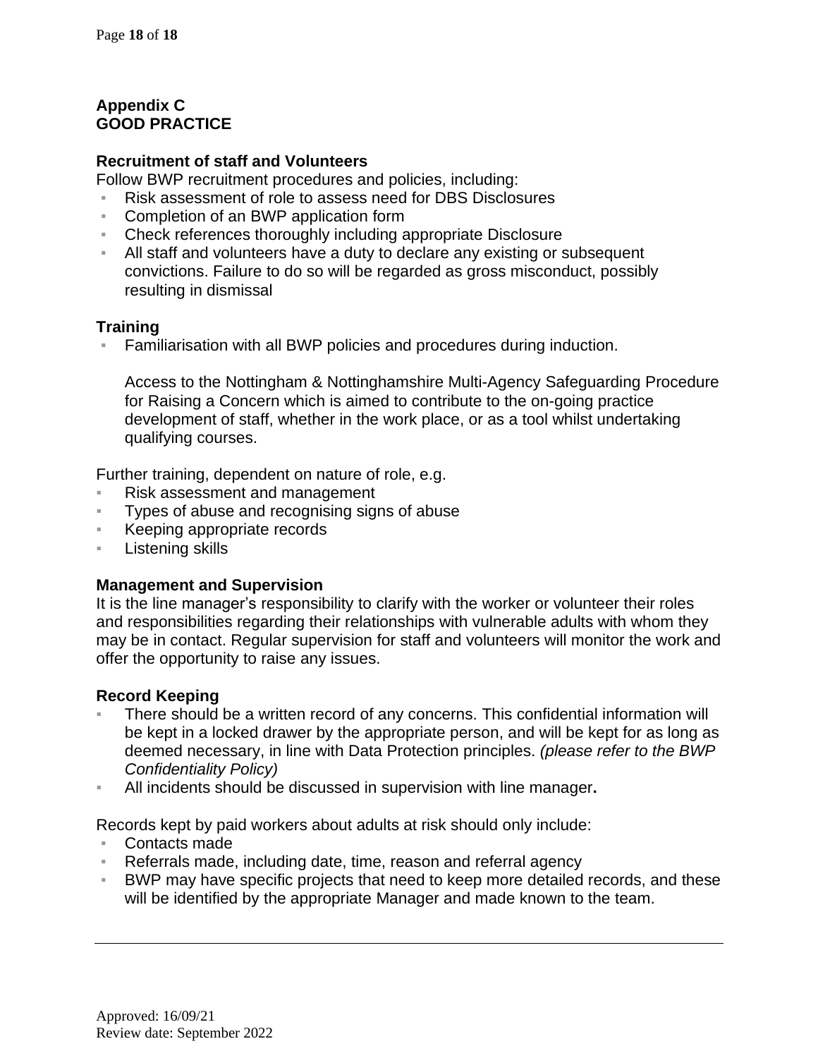## Appendix C
## GOOD PRACTICE

### Recruitment of staff and Volunteers

Follow BWP recruitment procedures and policies, including:

- Risk assessment of role to assess need for DBS Disclosures
- Completion of an BWP application form
- Check references thoroughly including appropriate Disclosure
- All staff and volunteers have a duty to declare any existing or subsequent convictions. Failure to do so will be regarded as gross misconduct, possibly resulting in dismissal

### Training

- Familiarisation with all BWP policies and procedures during induction.

  Access to the Nottingham & Nottinghamshire Multi-Agency Safeguarding Procedure for Raising a Concern which is aimed to contribute to the on-going practice development of staff, whether in the work place, or as a tool whilst undertaking qualifying courses.

Further training, dependent on nature of role, e.g.

- Risk assessment and management
- Types of abuse and recognising signs of abuse
- Keeping appropriate records
- Listening skills

### Management and Supervision

It is the line manager's responsibility to clarify with the worker or volunteer their roles and responsibilities regarding their relationships with vulnerable adults with whom they may be in contact. Regular supervision for staff and volunteers will monitor the work and offer the opportunity to raise any issues.

### Record Keeping

- There should be a written record of any concerns. This confidential information will be kept in a locked drawer by the appropriate person, and will be kept for as long as deemed necessary, in line with Data Protection principles. *(please refer to the BWP Confidentiality Policy)*
- All incidents should be discussed in supervision with line manager**.**

Records kept by paid workers about adults at risk should only include:

- Contacts made
- Referrals made, including date, time, reason and referral agency
- BWP may have specific projects that need to keep more detailed records, and these will be identified by the appropriate Manager and made known to the team.

---

Approved: 16/09/21
Review date: September 2022